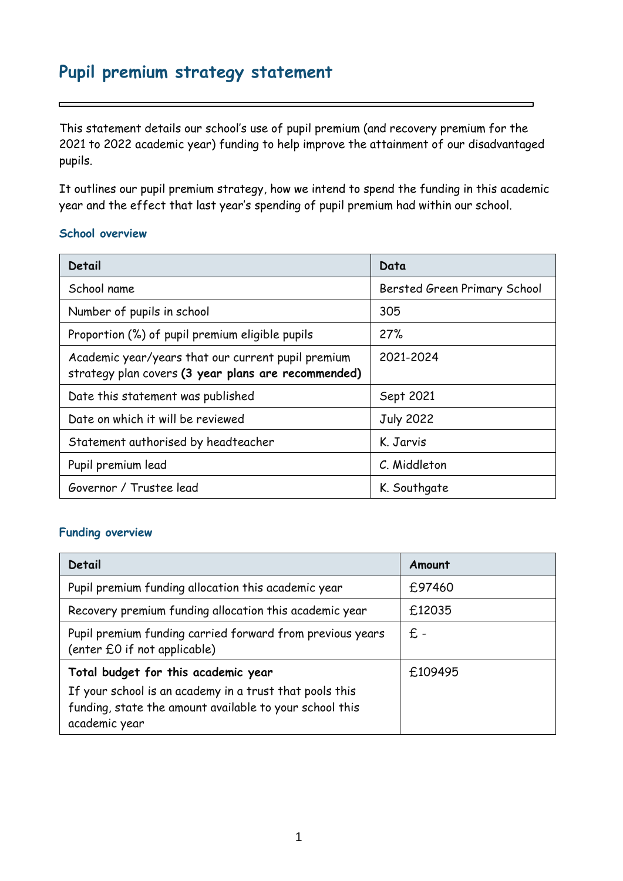# Pupil premium strategy statement

This statement details our school's use of pupil premium (and recovery premium for the 2021 to 2022 academic year) funding to help improve the attainment of our disadvantaged pupils.

It outlines our pupil premium strategy, how we intend to spend the funding in this academic year and the effect that last year's spending of pupil premium had within our school.

### School overview

| Detail | Data |
| --- | --- |
| School name | Bersted Green Primary School |
| Number of pupils in school | 305 |
| Proportion (%) of pupil premium eligible pupils | 27% |
| Academic year/years that our current pupil premium strategy plan covers **(3 year plans are recommended)** | 2021-2024 |
| Date this statement was published | Sept 2021 |
| Date on which it will be reviewed | July 2022 |
| Statement authorised by headteacher | K. Jarvis |
| Pupil premium lead | C. Middleton |
| Governor / Trustee lead | K. Southgate |

### Funding overview

| Detail | Amount |
| --- | --- |
| Pupil premium funding allocation this academic year | £97460 |
| Recovery premium funding allocation this academic year | £12035 |
| Pupil premium funding carried forward from previous years (enter £0 if not applicable) | £ - |
| **Total budget for this academic year**<br>If your school is an academy in a trust that pools this funding, state the amount available to your school this academic year | £109495 |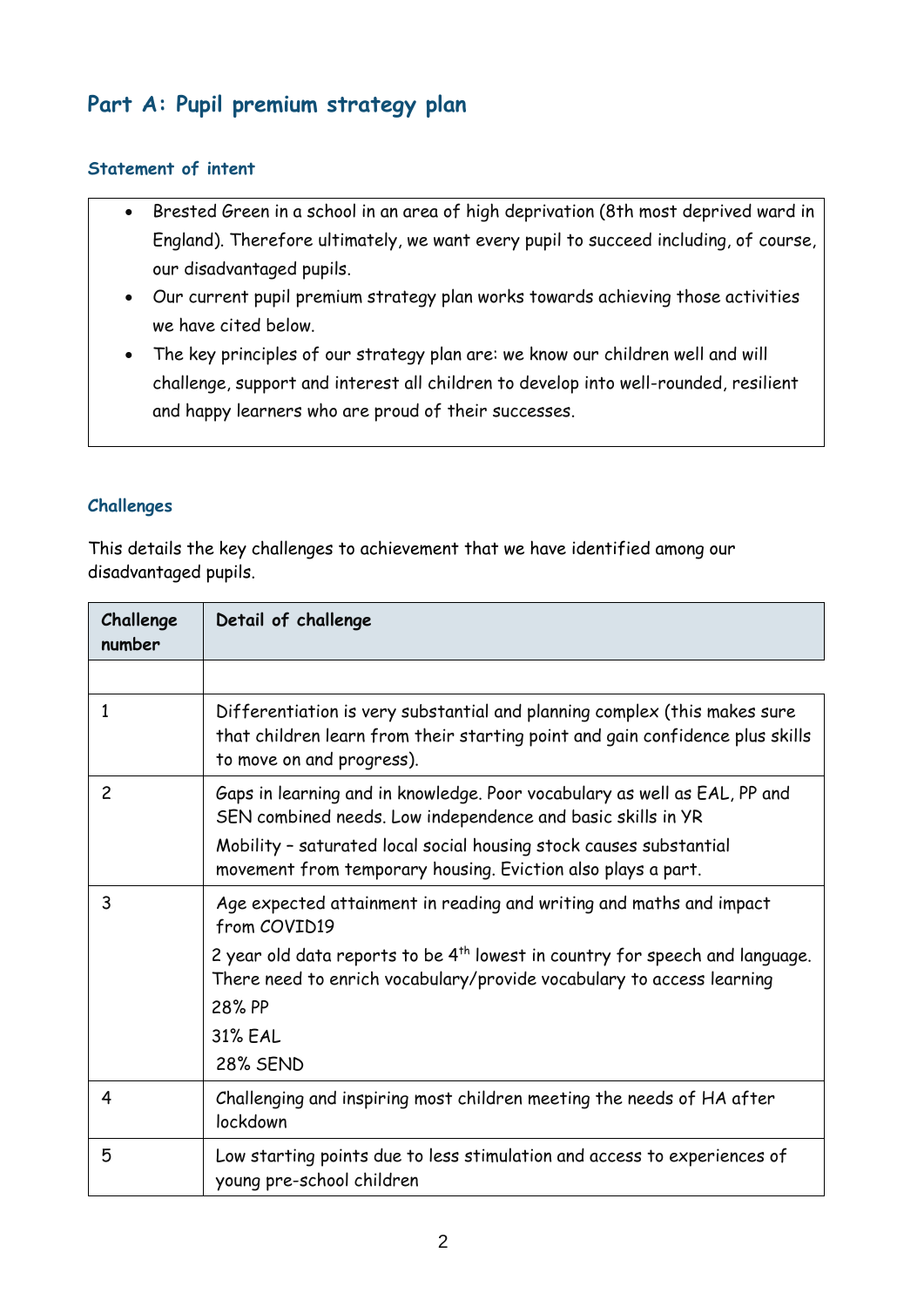## Part A: Pupil premium strategy plan

### Statement of intent

- Brested Green in a school in an area of high deprivation (8th most deprived ward in England). Therefore ultimately, we want every pupil to succeed including, of course, our disadvantaged pupils.
- Our current pupil premium strategy plan works towards achieving those activities we have cited below.
- The key principles of our strategy plan are: we know our children well and will challenge, support and interest all children to develop into well-rounded, resilient and happy learners who are proud of their successes.

### Challenges

This details the key challenges to achievement that we have identified among our disadvantaged pupils.

| Challenge number | Detail of challenge |
|---|---|
| | |
| 1 | Differentiation is very substantial and planning complex (this makes sure that children learn from their starting point and gain confidence plus skills to move on and progress). |
| 2 | Gaps in learning and in knowledge. Poor vocabulary as well as EAL, PP and SEN combined needs. Low independence and basic skills in YR<br>Mobility – saturated local social housing stock causes substantial movement from temporary housing. Eviction also plays a part. |
| 3 | Age expected attainment in reading and writing and maths and impact from COVID19<br>2 year old data reports to be 4th lowest in country for speech and language. There need to enrich vocabulary/provide vocabulary to access learning<br>28% PP<br>31% EAL<br>28% SEND |
| 4 | Challenging and inspiring most children meeting the needs of HA after lockdown |
| 5 | Low starting points due to less stimulation and access to experiences of young pre-school children |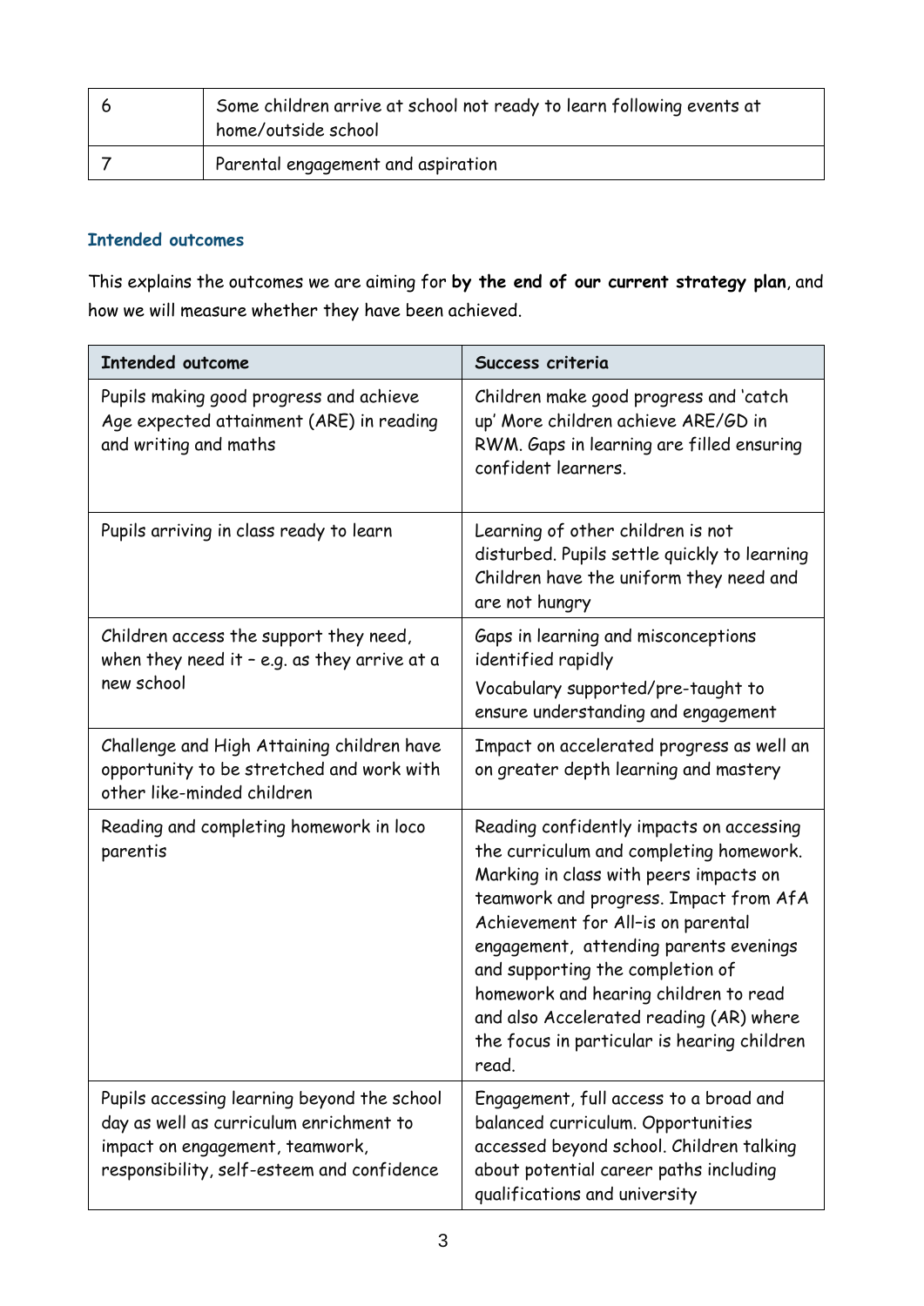| 6 | Some children arrive at school not ready to learn following events at home/outside school |
|---|---|
| 7 | Parental engagement and aspiration |

### Intended outcomes

This explains the outcomes we are aiming for **by the end of our current strategy plan**, and how we will measure whether they have been achieved.

| Intended outcome | Success criteria |
|---|---|
| Pupils making good progress and achieve Age expected attainment (ARE) in reading and writing and maths | Children make good progress and 'catch up' More children achieve ARE/GD in RWM. Gaps in learning are filled ensuring confident learners. |
| Pupils arriving in class ready to learn | Learning of other children is not disturbed. Pupils settle quickly to learning Children have the uniform they need and are not hungry |
| Children access the support they need, when they need it – e.g. as they arrive at a new school | Gaps in learning and misconceptions identified rapidly<br>Vocabulary supported/pre-taught to ensure understanding and engagement |
| Challenge and High Attaining children have opportunity to be stretched and work with other like-minded children | Impact on accelerated progress as well an on greater depth learning and mastery |
| Reading and completing homework in loco parentis | Reading confidently impacts on accessing the curriculum and completing homework. Marking in class with peers impacts on teamwork and progress. Impact from AfA Achievement for All–is on parental engagement, attending parents evenings and supporting the completion of homework and hearing children to read and also Accelerated reading (AR) where the focus in particular is hearing children read. |
| Pupils accessing learning beyond the school day as well as curriculum enrichment to impact on engagement, teamwork, responsibility, self-esteem and confidence | Engagement, full access to a broad and balanced curriculum. Opportunities accessed beyond school. Children talking about potential career paths including qualifications and university |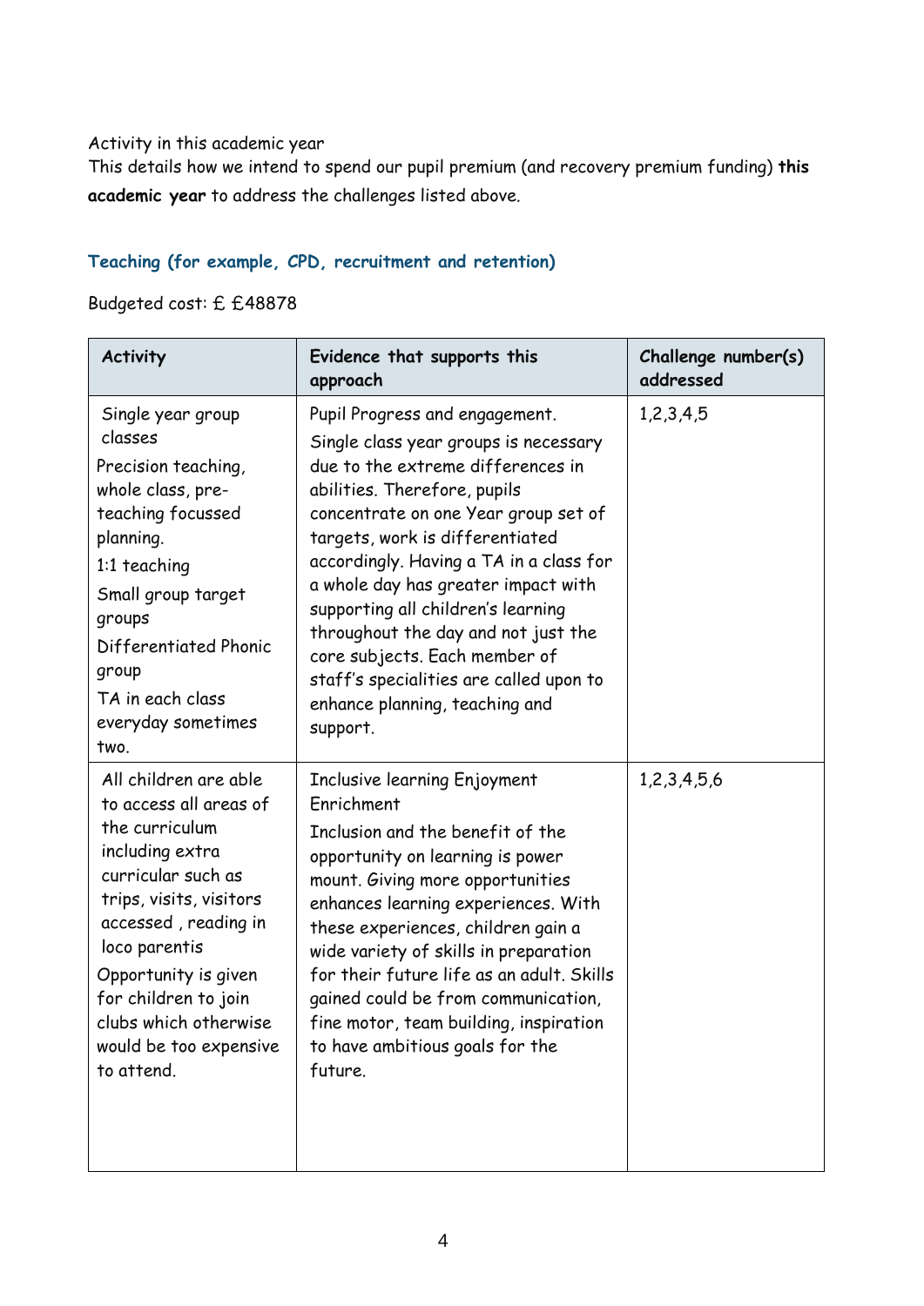Activity in this academic year

This details how we intend to spend our pupil premium (and recovery premium funding) **this academic year** to address the challenges listed above.

### Teaching (for example, CPD, recruitment and retention)

Budgeted cost: £ £48878

| Activity | Evidence that supports this approach | Challenge number(s) addressed |
|---|---|---|
| Single year group classes<br>Precision teaching, whole class, pre-teaching focussed planning.<br>1:1 teaching<br>Small group target groups<br>Differentiated Phonic group<br>TA in each class everyday sometimes two. | Pupil Progress and engagement.<br>Single class year groups is necessary due to the extreme differences in abilities. Therefore, pupils concentrate on one Year group set of targets, work is differentiated accordingly. Having a TA in a class for a whole day has greater impact with supporting all children's learning throughout the day and not just the core subjects. Each member of staff's specialities are called upon to enhance planning, teaching and support. | 1,2,3,4,5 |
| All children are able to access all areas of the curriculum including extra curricular such as trips, visits, visitors accessed , reading in loco parentis<br>Opportunity is given for children to join clubs which otherwise would be too expensive to attend. | Inclusive learning Enjoyment Enrichment<br>Inclusion and the benefit of the opportunity on learning is power mount. Giving more opportunities enhances learning experiences. With these experiences, children gain a wide variety of skills in preparation for their future life as an adult. Skills gained could be from communication, fine motor, team building, inspiration to have ambitious goals for the future. | 1,2,3,4,5,6 |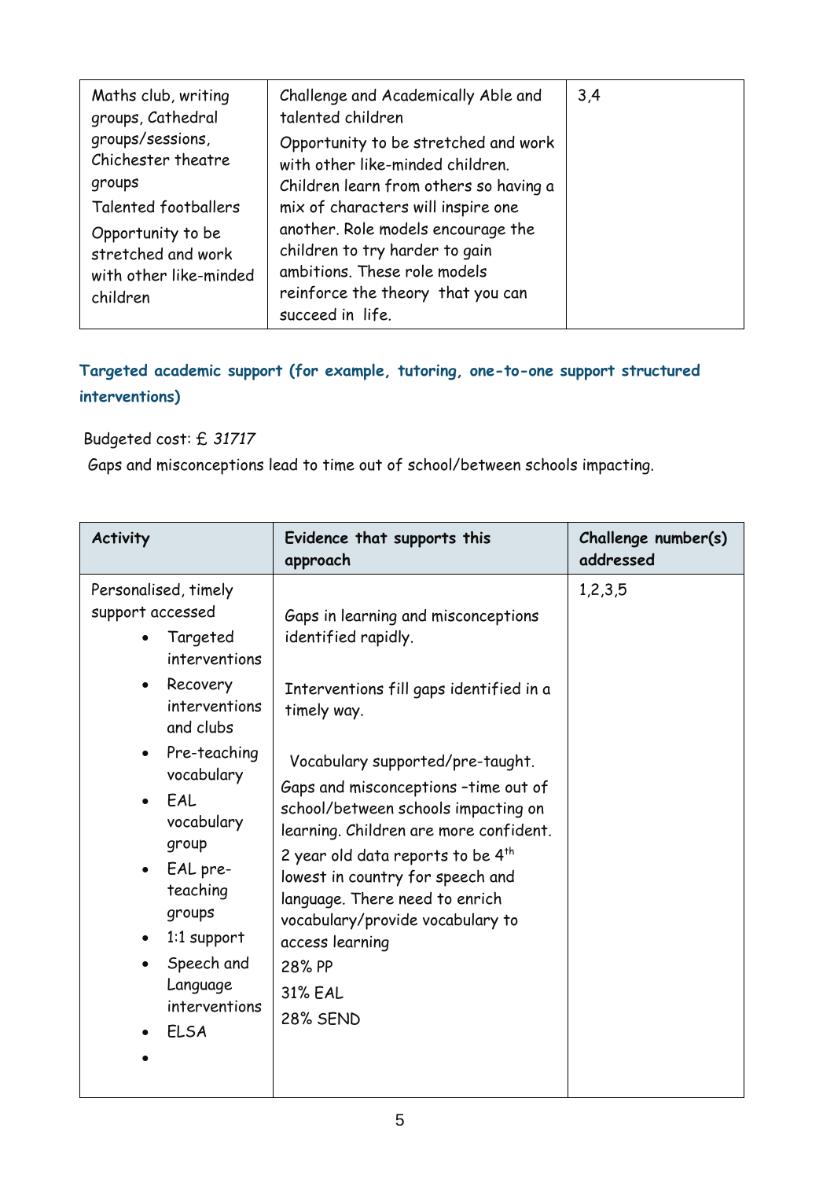| | | |
|---|---|---|
| Maths club, writing groups, Cathedral groups/sessions, Chichester theatre groups<br>Talented footballers<br>Opportunity to be stretched and work with other like-minded children | Challenge and Academically Able and talented children<br>Opportunity to be stretched and work with other like-minded children. Children learn from others so having a mix of characters will inspire one another. Role models encourage the children to try harder to gain ambitions. These role models reinforce the theory that you can succeed in life. | 3,4 |

### Targeted academic support (for example, tutoring, one-to-one support structured interventions)

Budgeted cost: £ *31717*

Gaps and misconceptions lead to time out of school/between schools impacting.

| Activity | Evidence that supports this approach | Challenge number(s) addressed |
|---|---|---|
| Personalised, timely support accessed<br>• Targeted interventions<br>• Recovery interventions and clubs<br>• Pre-teaching vocabulary<br>• EAL vocabulary group<br>• EAL pre-teaching groups<br>• 1:1 support<br>• Speech and Language interventions<br>• ELSA<br>• | Gaps in learning and misconceptions identified rapidly.<br><br>Interventions fill gaps identified in a timely way.<br><br>Vocabulary supported/pre-taught.<br>Gaps and misconceptions –time out of school/between schools impacting on learning. Children are more confident.<br>2 year old data reports to be 4th lowest in country for speech and language. There need to enrich vocabulary/provide vocabulary to access learning<br>28% PP<br>31% EAL<br>28% SEND | 1,2,3,5 |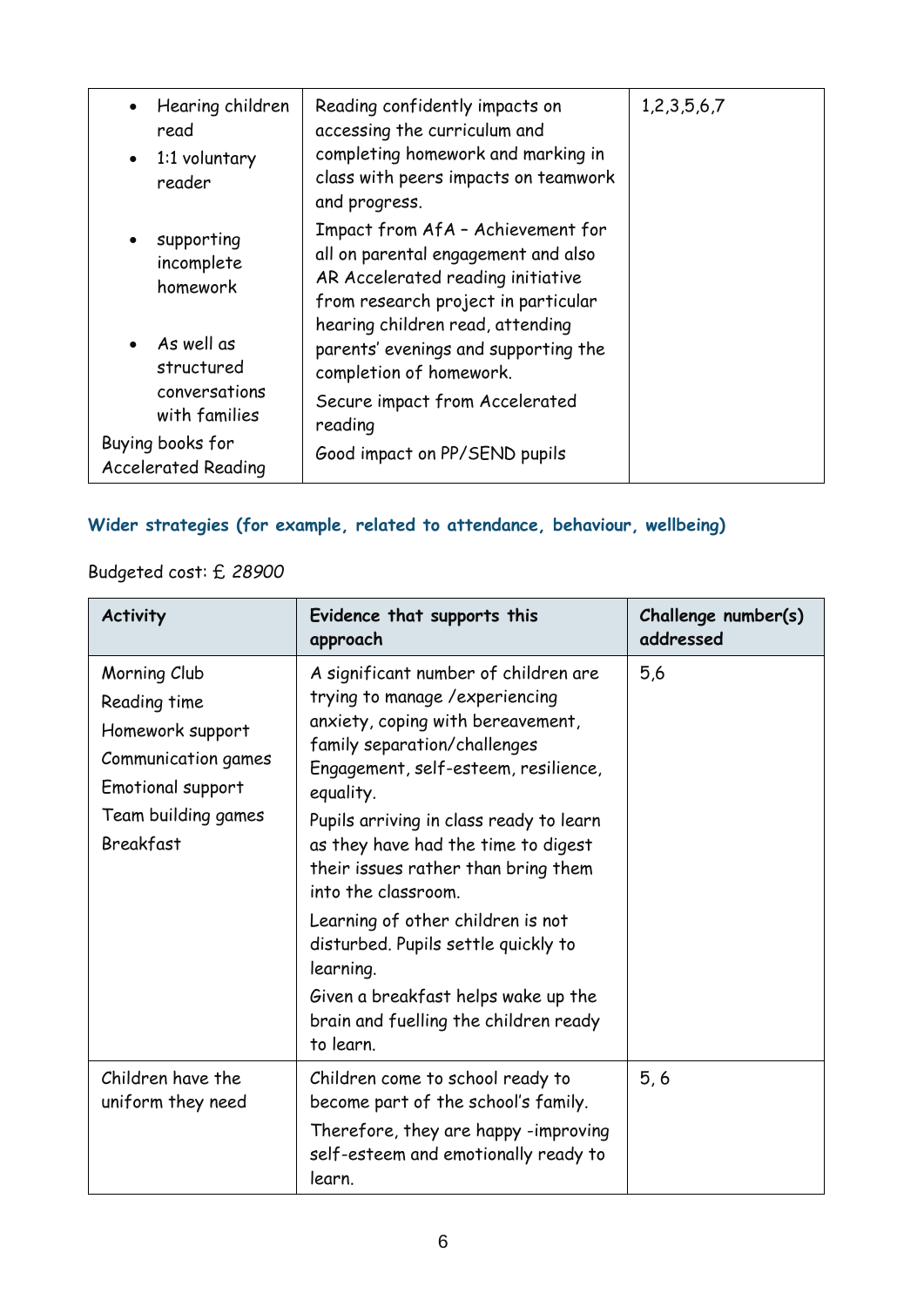| | | |
|---|---|---|
| • Hearing children read<br>• 1:1 voluntary reader<br>• supporting incomplete homework<br>• As well as structured conversations with families<br>Buying books for Accelerated Reading | Reading confidently impacts on accessing the curriculum and completing homework and marking in class with peers impacts on teamwork and progress.<br>Impact from AfA – Achievement for all on parental engagement and also AR Accelerated reading initiative from research project in particular hearing children read, attending parents' evenings and supporting the completion of homework.<br>Secure impact from Accelerated reading<br>Good impact on PP/SEND pupils | 1,2,3,5,6,7 |

### Wider strategies (for example, related to attendance, behaviour, wellbeing)

Budgeted cost: £ *28900*

| Activity | Evidence that supports this approach | Challenge number(s) addressed |
|---|---|---|
| Morning Club<br>Reading time<br>Homework support<br>Communication games<br>Emotional support<br>Team building games<br>Breakfast | A significant number of children are trying to manage /experiencing anxiety, coping with bereavement, family separation/challenges Engagement, self-esteem, resilience, equality.<br>Pupils arriving in class ready to learn as they have had the time to digest their issues rather than bring them into the classroom.<br>Learning of other children is not disturbed. Pupils settle quickly to learning.<br>Given a breakfast helps wake up the brain and fuelling the children ready to learn. | 5,6 |
| Children have the uniform they need | Children come to school ready to become part of the school's family.<br>Therefore, they are happy -improving self-esteem and emotionally ready to learn. | 5, 6 |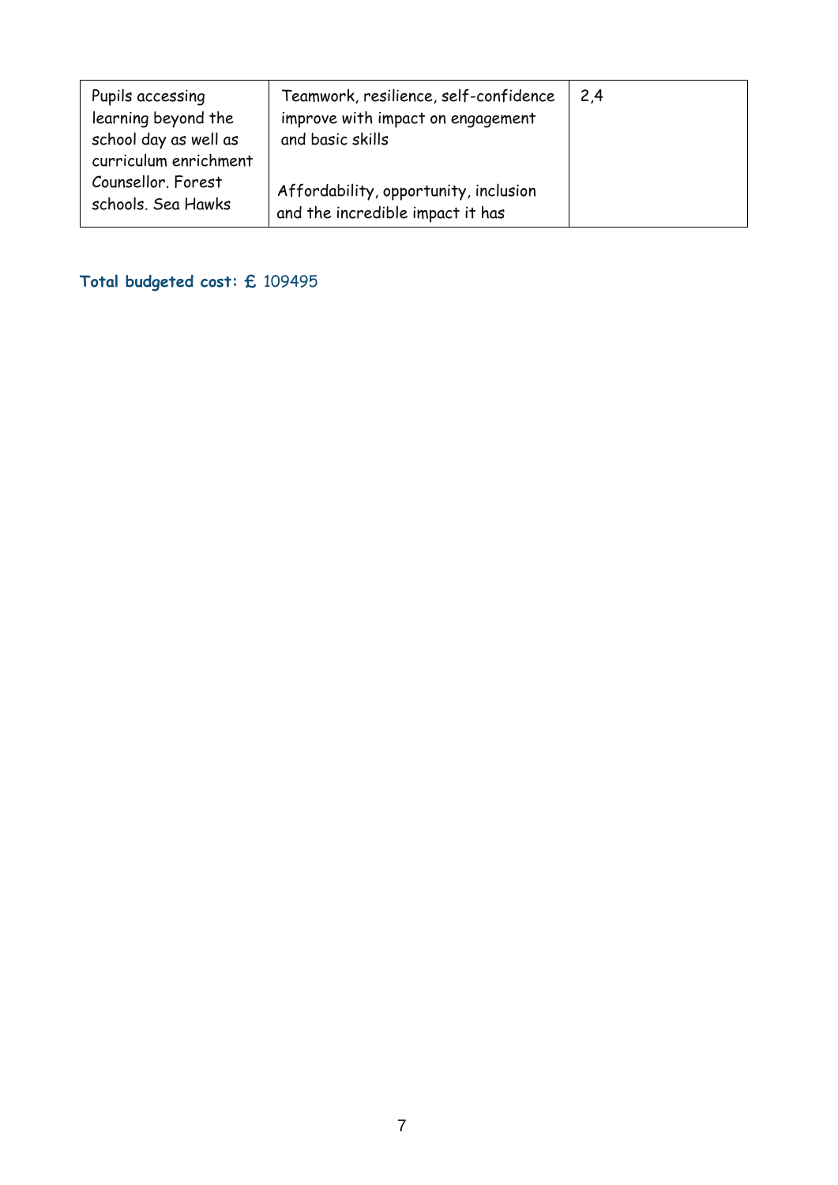| | | |
|---|---|---|
| Pupils accessing learning beyond the school day as well as curriculum enrichment Counsellor. Forest schools. Sea Hawks | Teamwork, resilience, self-confidence improve with impact on engagement and basic skills<br><br>Affordability, opportunity, inclusion and the incredible impact it has | 2,4 |

**Total budgeted cost: £** 109495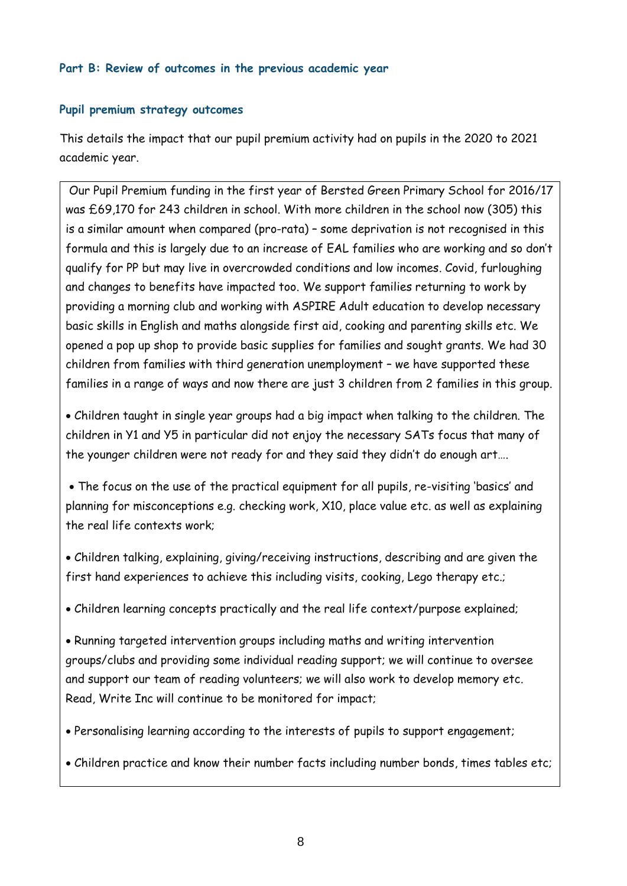## Part B: Review of outcomes in the previous academic year

### Pupil premium strategy outcomes

This details the impact that our pupil premium activity had on pupils in the 2020 to 2021 academic year.

Our Pupil Premium funding in the first year of Bersted Green Primary School for 2016/17 was £69,170 for 243 children in school. With more children in the school now (305) this is a similar amount when compared (pro-rata) – some deprivation is not recognised in this formula and this is largely due to an increase of EAL families who are working and so don't qualify for PP but may live in overcrowded conditions and low incomes. Covid, furloughing and changes to benefits have impacted too. We support families returning to work by providing a morning club and working with ASPIRE Adult education to develop necessary basic skills in English and maths alongside first aid, cooking and parenting skills etc. We opened a pop up shop to provide basic supplies for families and sought grants. We had 30 children from families with third generation unemployment – we have supported these families in a range of ways and now there are just 3 children from 2 families in this group.

- Children taught in single year groups had a big impact when talking to the children. The children in Y1 and Y5 in particular did not enjoy the necessary SATs focus that many of the younger children were not ready for and they said they didn't do enough art….
- The focus on the use of the practical equipment for all pupils, re-visiting 'basics' and planning for misconceptions e.g. checking work, X10, place value etc. as well as explaining the real life contexts work;
- Children talking, explaining, giving/receiving instructions, describing and are given the first hand experiences to achieve this including visits, cooking, Lego therapy etc.;
- Children learning concepts practically and the real life context/purpose explained;
- Running targeted intervention groups including maths and writing intervention groups/clubs and providing some individual reading support; we will continue to oversee and support our team of reading volunteers; we will also work to develop memory etc. Read, Write Inc will continue to be monitored for impact;
- Personalising learning according to the interests of pupils to support engagement;
- Children practice and know their number facts including number bonds, times tables etc;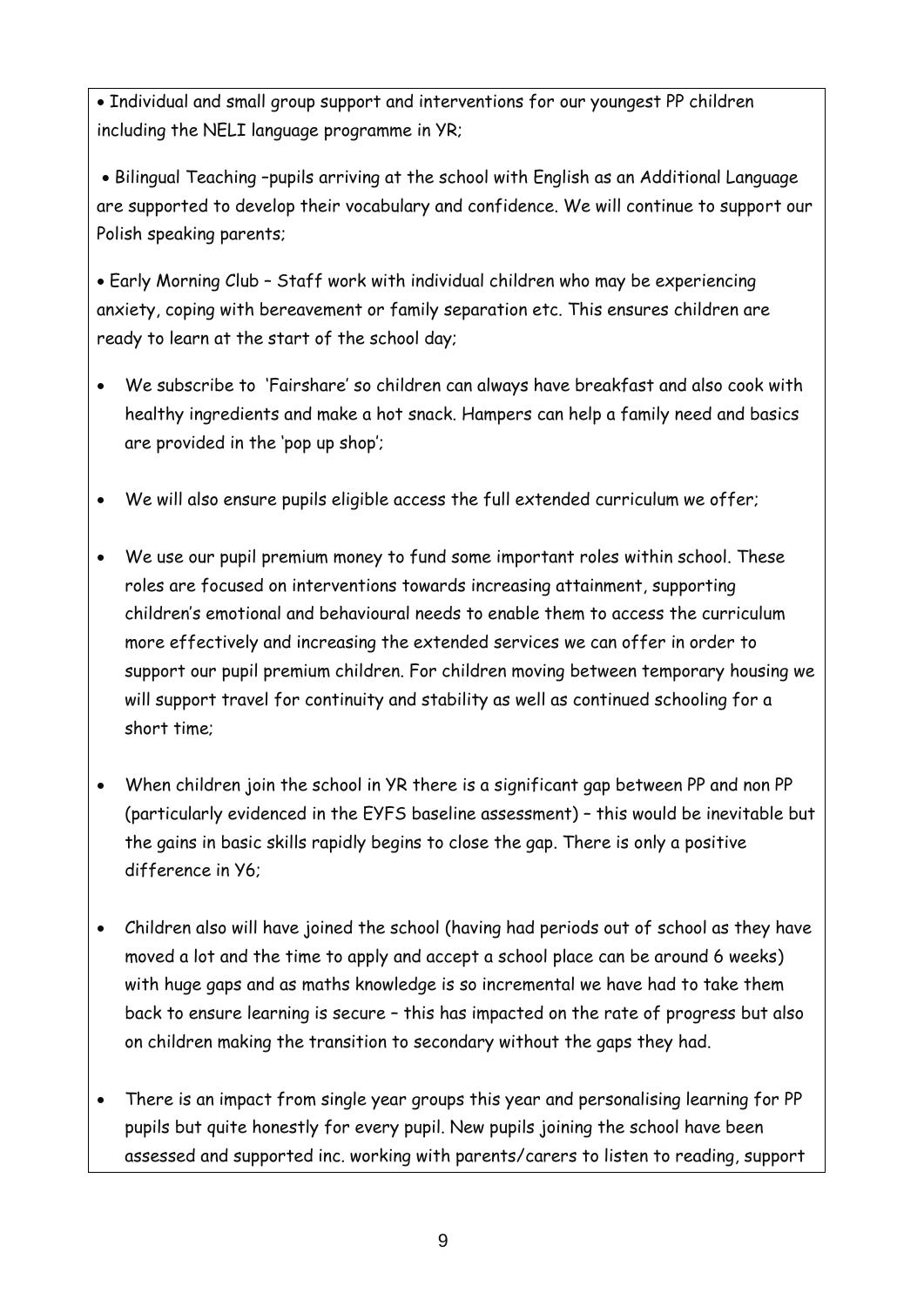- Individual and small group support and interventions for our youngest PP children including the NELI language programme in YR;
- Bilingual Teaching –pupils arriving at the school with English as an Additional Language are supported to develop their vocabulary and confidence. We will continue to support our Polish speaking parents;
- Early Morning Club – Staff work with individual children who may be experiencing anxiety, coping with bereavement or family separation etc. This ensures children are ready to learn at the start of the school day;
- We subscribe to 'Fairshare' so children can always have breakfast and also cook with healthy ingredients and make a hot snack. Hampers can help a family need and basics are provided in the 'pop up shop';
- We will also ensure pupils eligible access the full extended curriculum we offer;
- We use our pupil premium money to fund some important roles within school. These roles are focused on interventions towards increasing attainment, supporting children's emotional and behavioural needs to enable them to access the curriculum more effectively and increasing the extended services we can offer in order to support our pupil premium children. For children moving between temporary housing we will support travel for continuity and stability as well as continued schooling for a short time;
- When children join the school in YR there is a significant gap between PP and non PP (particularly evidenced in the EYFS baseline assessment) – this would be inevitable but the gains in basic skills rapidly begins to close the gap. There is only a positive difference in Y6;
- Children also will have joined the school (having had periods out of school as they have moved a lot and the time to apply and accept a school place can be around 6 weeks) with huge gaps and as maths knowledge is so incremental we have had to take them back to ensure learning is secure – this has impacted on the rate of progress but also on children making the transition to secondary without the gaps they had.
- There is an impact from single year groups this year and personalising learning for PP pupils but quite honestly for every pupil. New pupils joining the school have been assessed and supported inc. working with parents/carers to listen to reading, support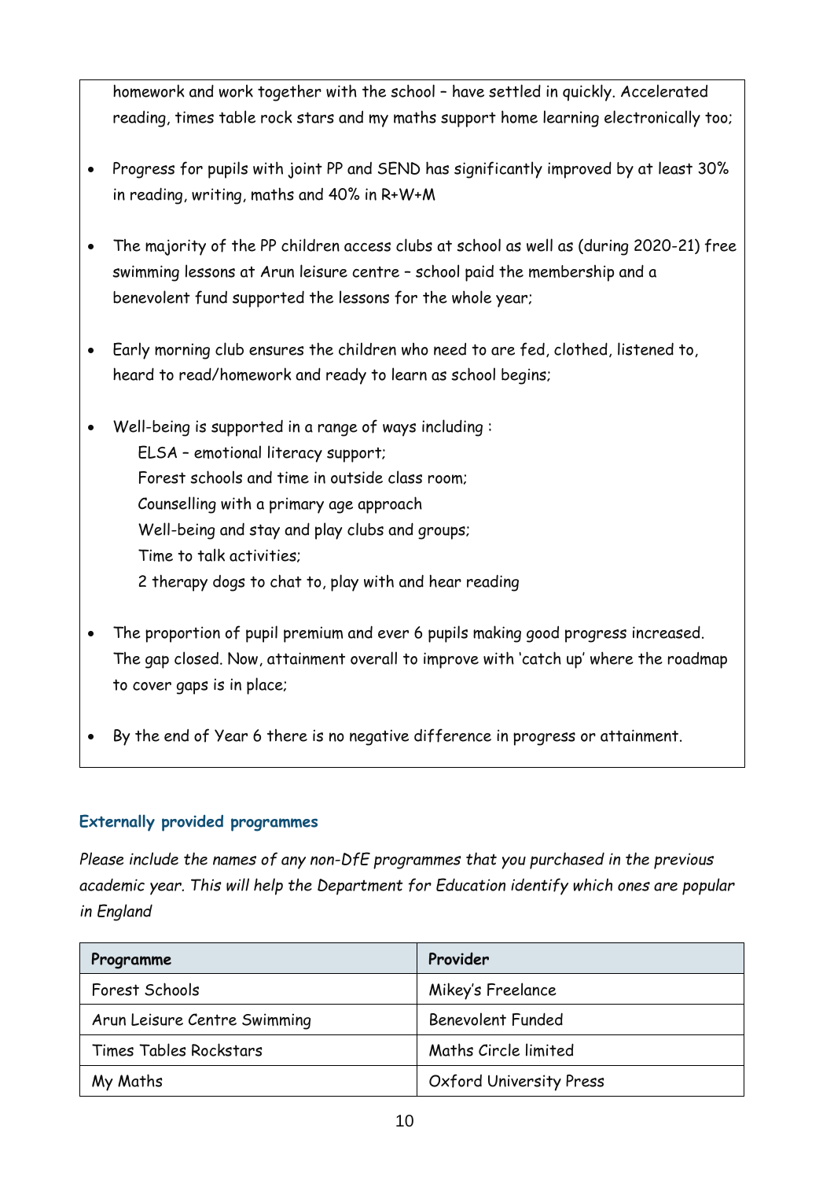homework and work together with the school – have settled in quickly. Accelerated reading, times table rock stars and my maths support home learning electronically too;

- Progress for pupils with joint PP and SEND has significantly improved by at least 30% in reading, writing, maths and 40% in R+W+M
- The majority of the PP children access clubs at school as well as (during 2020-21) free swimming lessons at Arun leisure centre – school paid the membership and a benevolent fund supported the lessons for the whole year;
- Early morning club ensures the children who need to are fed, clothed, listened to, heard to read/homework and ready to learn as school begins;
- Well-being is supported in a range of ways including :
  - ELSA – emotional literacy support;
  - Forest schools and time in outside class room;
  - Counselling with a primary age approach
  - Well-being and stay and play clubs and groups;
  - Time to talk activities;
  - 2 therapy dogs to chat to, play with and hear reading
- The proportion of pupil premium and ever 6 pupils making good progress increased. The gap closed. Now, attainment overall to improve with 'catch up' where the roadmap to cover gaps is in place;
- By the end of Year 6 there is no negative difference in progress or attainment.

### Externally provided programmes

*Please include the names of any non-DfE programmes that you purchased in the previous academic year. This will help the Department for Education identify which ones are popular in England*

| Programme | Provider |
| --- | --- |
| Forest Schools | Mikey's Freelance |
| Arun Leisure Centre Swimming | Benevolent Funded |
| Times Tables Rockstars | Maths Circle limited |
| My Maths | Oxford University Press |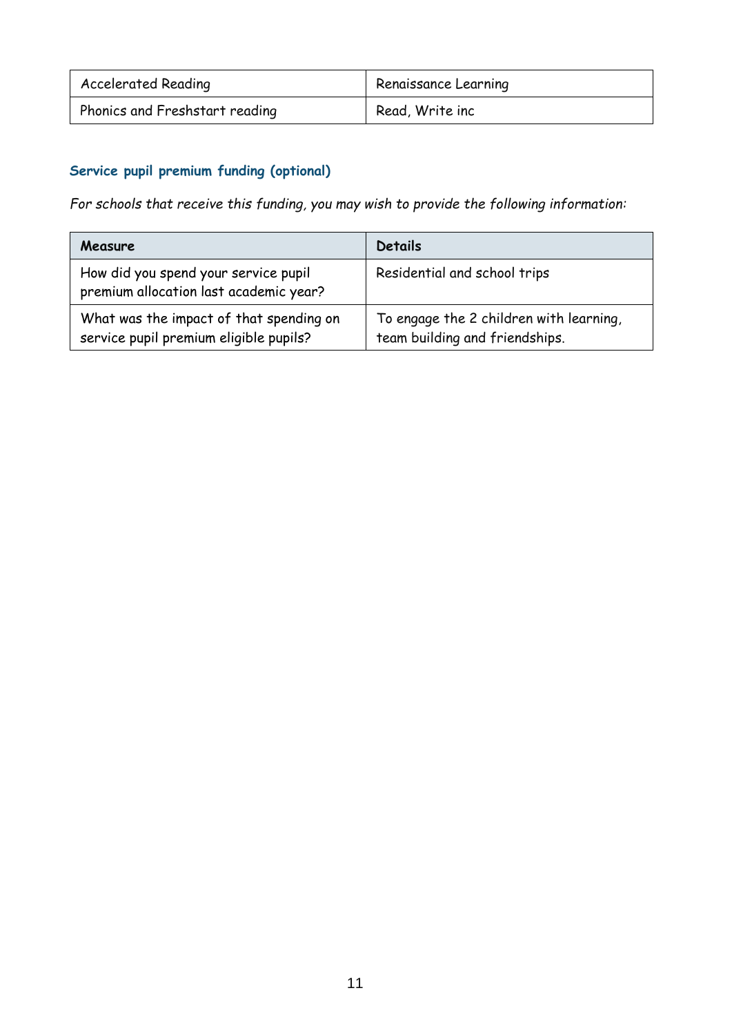| Accelerated Reading | Renaissance Learning |
|---|---|
| Phonics and Freshstart reading | Read, Write inc |

### Service pupil premium funding (optional)

*For schools that receive this funding, you may wish to provide the following information:*

| Measure | Details |
|---|---|
| How did you spend your service pupil premium allocation last academic year? | Residential and school trips |
| What was the impact of that spending on service pupil premium eligible pupils? | To engage the 2 children with learning, team building and friendships. |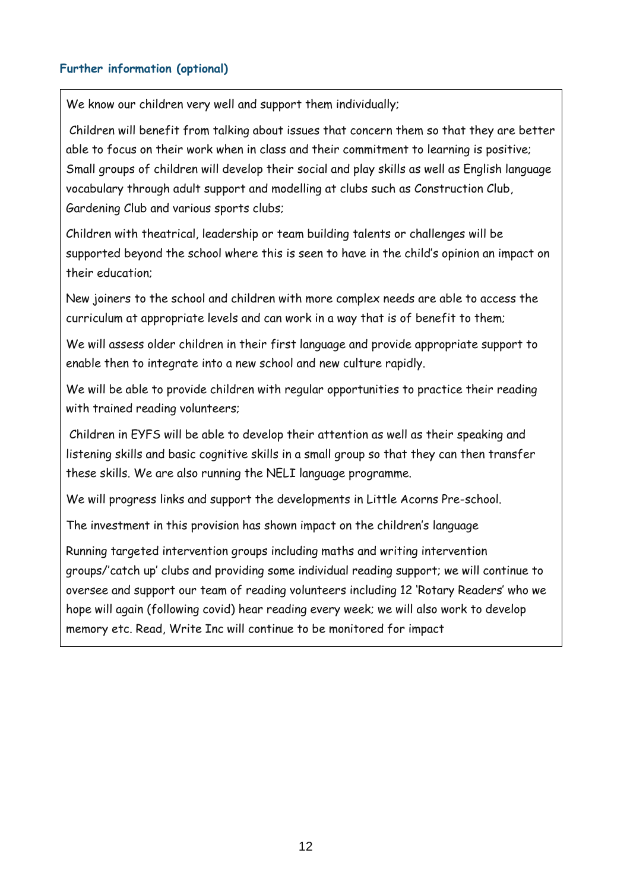### Further information (optional)

We know our children very well and support them individually;

Children will benefit from talking about issues that concern them so that they are better able to focus on their work when in class and their commitment to learning is positive; Small groups of children will develop their social and play skills as well as English language vocabulary through adult support and modelling at clubs such as Construction Club, Gardening Club and various sports clubs;

Children with theatrical, leadership or team building talents or challenges will be supported beyond the school where this is seen to have in the child's opinion an impact on their education;

New joiners to the school and children with more complex needs are able to access the curriculum at appropriate levels and can work in a way that is of benefit to them;

We will assess older children in their first language and provide appropriate support to enable then to integrate into a new school and new culture rapidly.

We will be able to provide children with regular opportunities to practice their reading with trained reading volunteers;

Children in EYFS will be able to develop their attention as well as their speaking and listening skills and basic cognitive skills in a small group so that they can then transfer these skills. We are also running the NELI language programme.

We will progress links and support the developments in Little Acorns Pre-school.

The investment in this provision has shown impact on the children's language

Running targeted intervention groups including maths and writing intervention groups/'catch up' clubs and providing some individual reading support; we will continue to oversee and support our team of reading volunteers including 12 'Rotary Readers' who we hope will again (following covid) hear reading every week; we will also work to develop memory etc. Read, Write Inc will continue to be monitored for impact